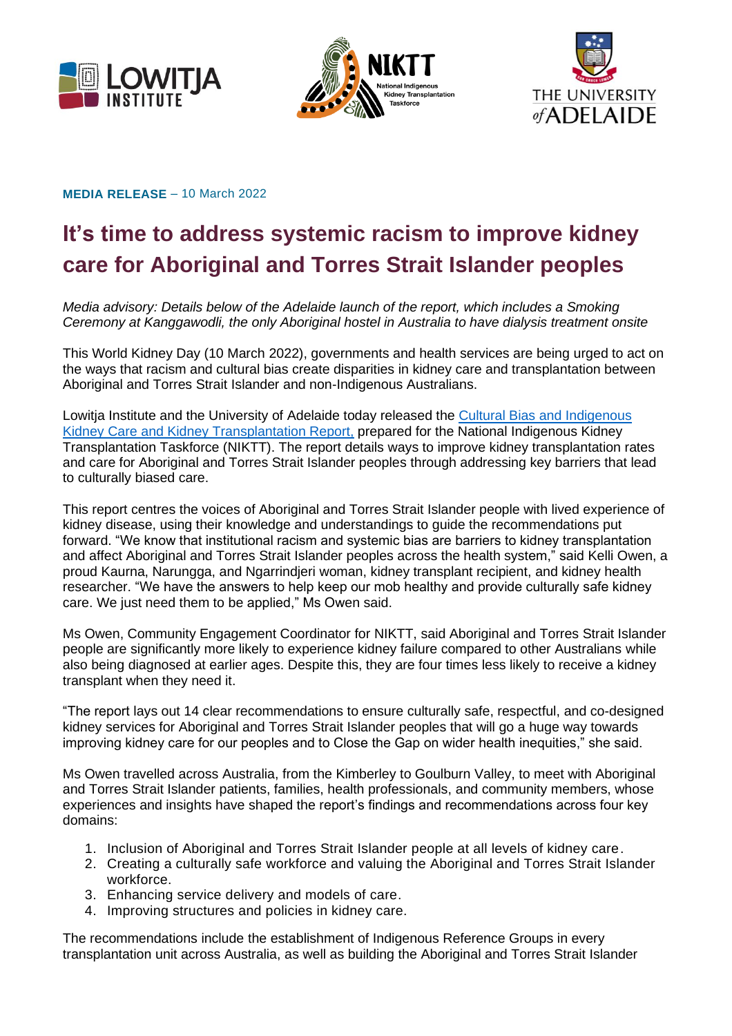**MEDIA RELEASE** – 10 March 2022

# It's time to address systemic racism to improve kidney care for Aboriginal and Torres Strait Islander peoples

*Media advisory: Details below of the Adelaide launch of the report, which includes a Smoking Ceremony at Kanggawodli, the only Aboriginal hostel in Australia to have dialysis treatment onsite*

This World Kidney Day (10 March 2022), governments and health services are being urged to act on the ways that racism and cultural bias create disparities in kidney care and transplantation between Aboriginal and Torres Strait Islander and non-Indigenous Australians.

Lowitja Institute and the University of Adelaide today released the Cultural Bias and Indigenous Kidney Care and Kidney Transplantation Report, prepared for the National Indigenous Kidney Transplantation Taskforce (NIKTT). The report details ways to improve kidney transplantation rates and care for Aboriginal and Torres Strait Islander peoples through addressing key barriers that lead to culturally biased care.

This report centres the voices of Aboriginal and Torres Strait Islander people with lived experience of kidney disease, using their knowledge and understandings to guide the recommendations put forward. "We know that institutional racism and systemic bias are barriers to kidney transplantation and affect Aboriginal and Torres Strait Islander peoples across the health system," said Kelli Owen, a proud Kaurna, Narungga, and Ngarrindjeri woman, kidney transplant recipient, and kidney health researcher. "We have the answers to help keep our mob healthy and provide culturally safe kidney care. We just need them to be applied," Ms Owen said.

Ms Owen, Community Engagement Coordinator for NIKTT, said Aboriginal and Torres Strait Islander people are significantly more likely to experience kidney failure compared to other Australians while also being diagnosed at earlier ages. Despite this, they are four times less likely to receive a kidney transplant when they need it.

"The report lays out 14 clear recommendations to ensure culturally safe, respectful, and co-designed kidney services for Aboriginal and Torres Strait Islander peoples that will go a huge way towards improving kidney care for our peoples and to Close the Gap on wider health inequities," she said.

Ms Owen travelled across Australia, from the Kimberley to Goulburn Valley, to meet with Aboriginal and Torres Strait Islander patients, families, health professionals, and community members, whose experiences and insights have shaped the report's findings and recommendations across four key domains:

1. Inclusion of Aboriginal and Torres Strait Islander people at all levels of kidney care.
2. Creating a culturally safe workforce and valuing the Aboriginal and Torres Strait Islander workforce.
3. Enhancing service delivery and models of care.
4. Improving structures and policies in kidney care.

The recommendations include the establishment of Indigenous Reference Groups in every transplantation unit across Australia, as well as building the Aboriginal and Torres Strait Islander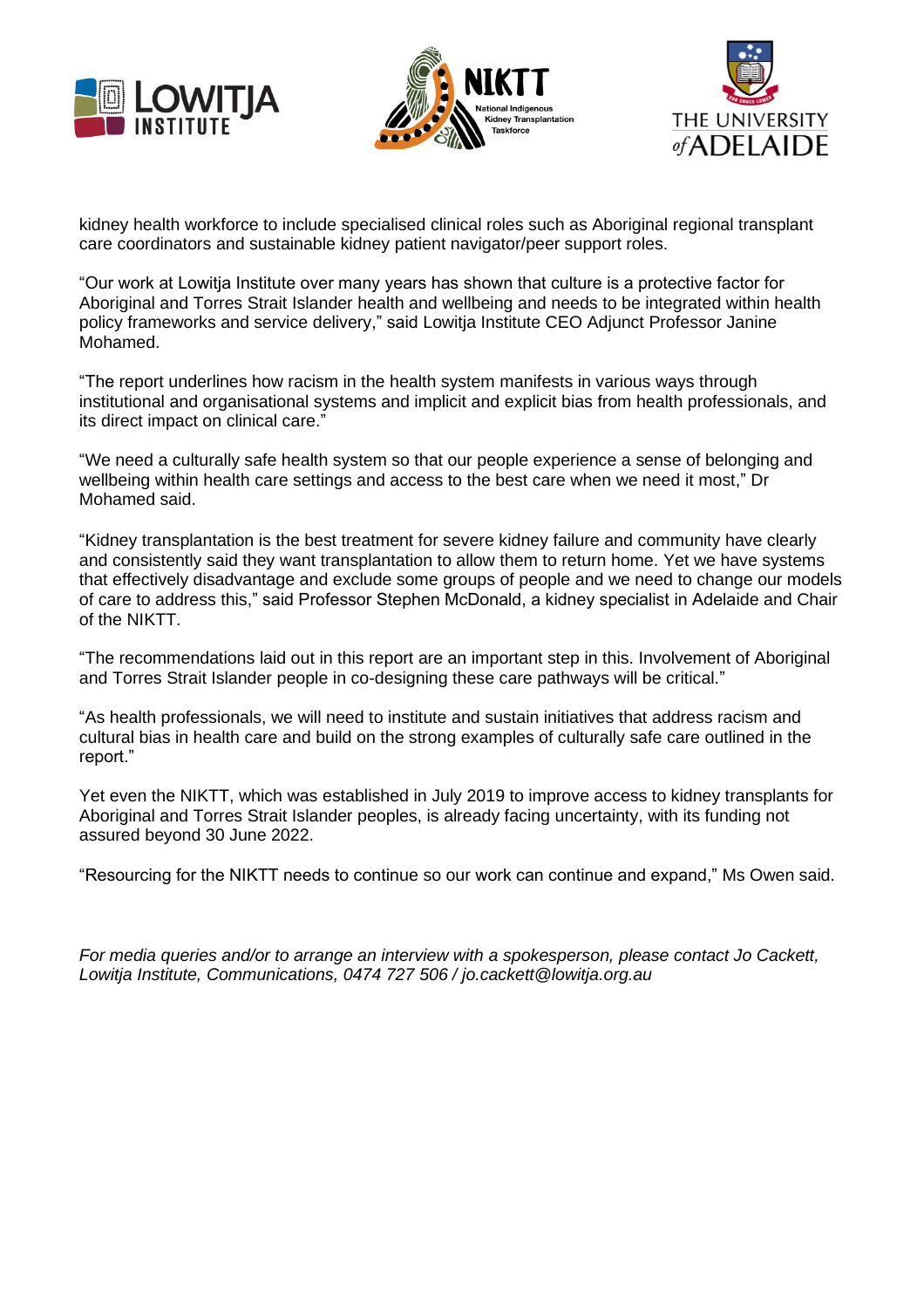kidney health workforce to include specialised clinical roles such as Aboriginal regional transplant care coordinators and sustainable kidney patient navigator/peer support roles.

"Our work at Lowitja Institute over many years has shown that culture is a protective factor for Aboriginal and Torres Strait Islander health and wellbeing and needs to be integrated within health policy frameworks and service delivery," said Lowitja Institute CEO Adjunct Professor Janine Mohamed.

"The report underlines how racism in the health system manifests in various ways through institutional and organisational systems and implicit and explicit bias from health professionals, and its direct impact on clinical care."

"We need a culturally safe health system so that our people experience a sense of belonging and wellbeing within health care settings and access to the best care when we need it most," Dr Mohamed said.

"Kidney transplantation is the best treatment for severe kidney failure and community have clearly and consistently said they want transplantation to allow them to return home. Yet we have systems that effectively disadvantage and exclude some groups of people and we need to change our models of care to address this," said Professor Stephen McDonald, a kidney specialist in Adelaide and Chair of the NIKTT.

"The recommendations laid out in this report are an important step in this. Involvement of Aboriginal and Torres Strait Islander people in co-designing these care pathways will be critical."

"As health professionals, we will need to institute and sustain initiatives that address racism and cultural bias in health care and build on the strong examples of culturally safe care outlined in the report."

Yet even the NIKTT, which was established in July 2019 to improve access to kidney transplants for Aboriginal and Torres Strait Islander peoples, is already facing uncertainty, with its funding not assured beyond 30 June 2022.

"Resourcing for the NIKTT needs to continue so our work can continue and expand," Ms Owen said.

*For media queries and/or to arrange an interview with a spokesperson, please contact Jo Cackett, Lowitja Institute, Communications, 0474 727 506 / jo.cackett@lowitja.org.au*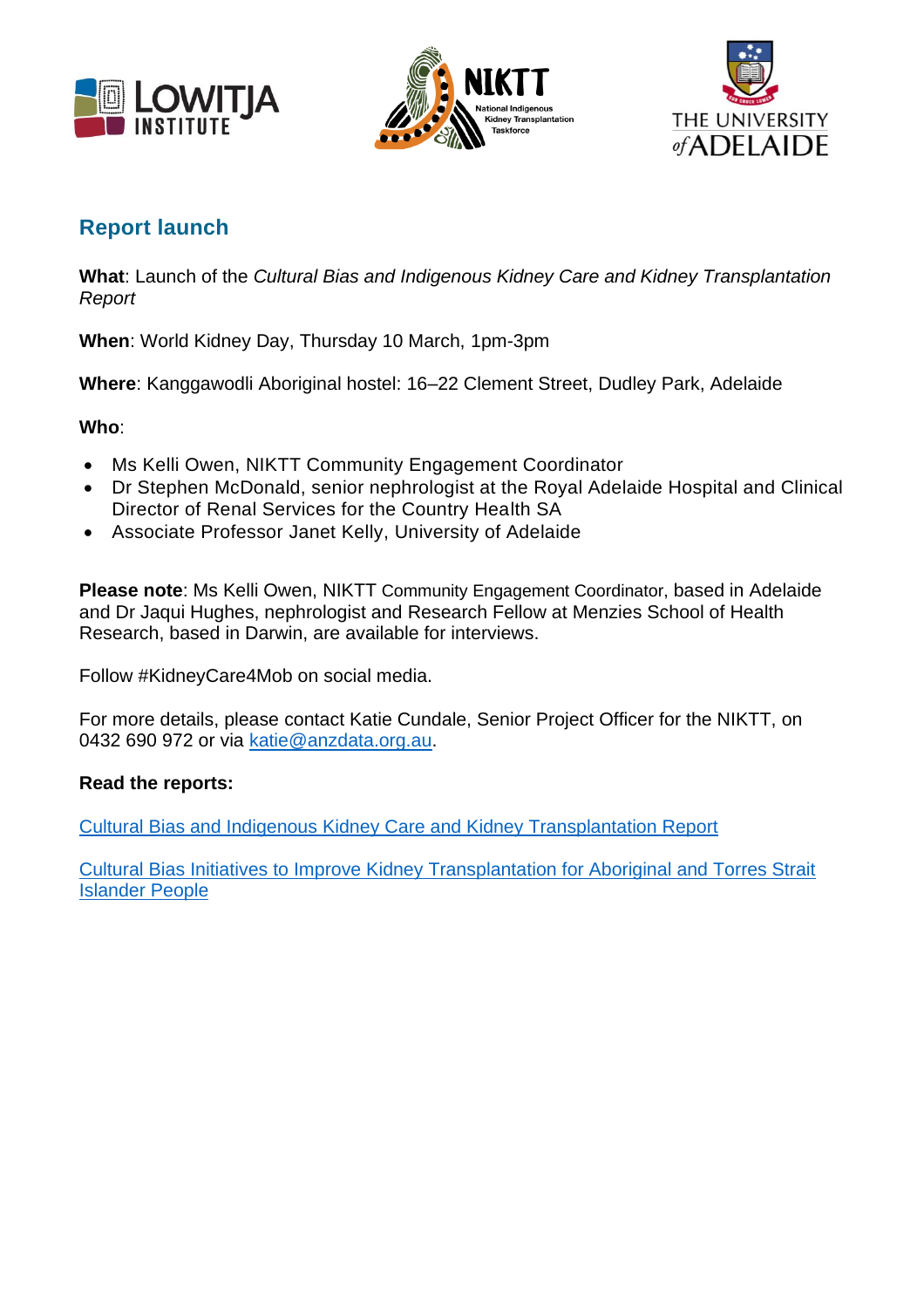## Report launch

**What**: Launch of the *Cultural Bias and Indigenous Kidney Care and Kidney Transplantation Report*

**When**: World Kidney Day, Thursday 10 March, 1pm-3pm

**Where**: Kanggawodli Aboriginal hostel: 16–22 Clement Street, Dudley Park, Adelaide

**Who**:

- Ms Kelli Owen, NIKTT Community Engagement Coordinator
- Dr Stephen McDonald, senior nephrologist at the Royal Adelaide Hospital and Clinical Director of Renal Services for the Country Health SA
- Associate Professor Janet Kelly, University of Adelaide

**Please note**: Ms Kelli Owen, NIKTT Community Engagement Coordinator, based in Adelaide and Dr Jaqui Hughes, nephrologist and Research Fellow at Menzies School of Health Research, based in Darwin, are available for interviews.

Follow #KidneyCare4Mob on social media.

For more details, please contact Katie Cundale, Senior Project Officer for the NIKTT, on 0432 690 972 or via katie@anzdata.org.au.

**Read the reports:**

Cultural Bias and Indigenous Kidney Care and Kidney Transplantation Report

Cultural Bias Initiatives to Improve Kidney Transplantation for Aboriginal and Torres Strait Islander People